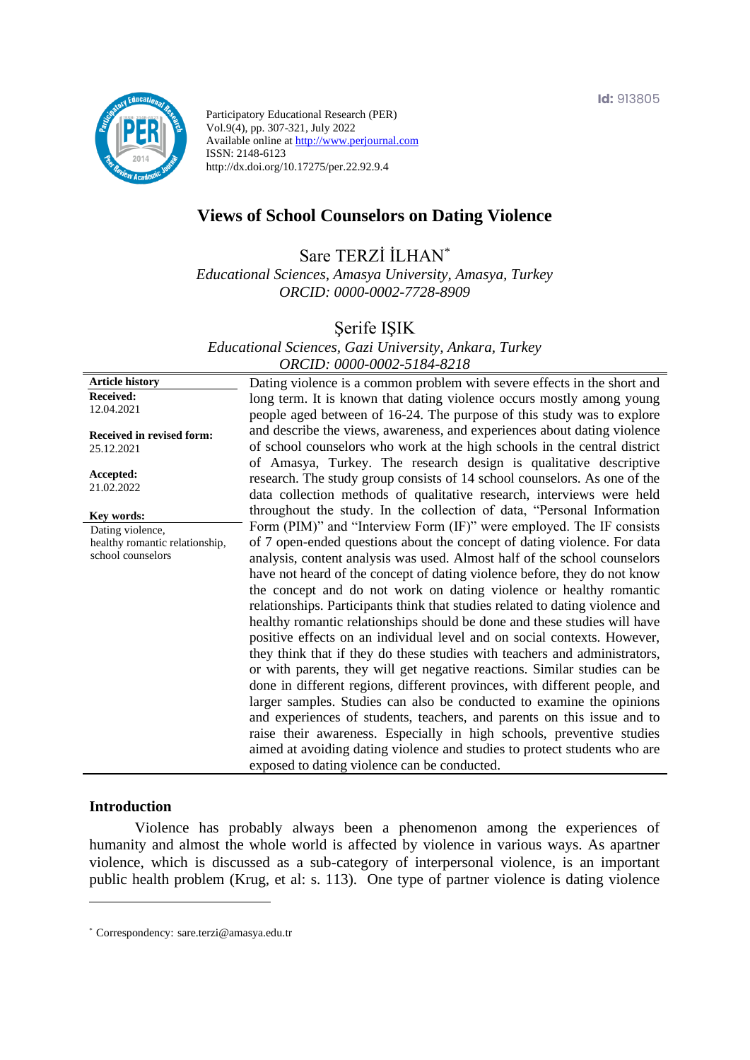Id: 913805

Participatory Educational Research (PER)
Vol.9(4), pp. 307-321, July 2022
Available online at http://www.perjournal.com
ISSN: 2148-6123
http://dx.doi.org/10.17275/per.22.92.9.4

# Views of School Counselors on Dating Violence

Sare TERZİ İLHAN*
*Educational Sciences, Amasya University, Amasya, Turkey*
*ORCID: 0000-0002-7728-8909*

Şerife IŞIK
*Educational Sciences, Gazi University, Ankara, Turkey*
*ORCID: 0000-0002-5184-8218*

**Article history**
**Received:**
12.04.2021

**Received in revised form:**
25.12.2021

**Accepted:**
21.02.2022

**Key words:**
Dating violence,
healthy romantic relationship,
school counselors

Dating violence is a common problem with severe effects in the short and long term. It is known that dating violence occurs mostly among young people aged between of 16-24. The purpose of this study was to explore and describe the views, awareness, and experiences about dating violence of school counselors who work at the high schools in the central district of Amasya, Turkey. The research design is qualitative descriptive research. The study group consists of 14 school counselors. As one of the data collection methods of qualitative research, interviews were held throughout the study. In the collection of data, "Personal Information Form (PIM)" and "Interview Form (IF)" were employed. The IF consists of 7 open-ended questions about the concept of dating violence. For data analysis, content analysis was used. Almost half of the school counselors have not heard of the concept of dating violence before, they do not know the concept and do not work on dating violence or healthy romantic relationships. Participants think that studies related to dating violence and healthy romantic relationships should be done and these studies will have positive effects on an individual level and on social contexts. However, they think that if they do these studies with teachers and administrators, or with parents, they will get negative reactions. Similar studies can be done in different regions, different provinces, with different people, and larger samples. Studies can also be conducted to examine the opinions and experiences of students, teachers, and parents on this issue and to raise their awareness. Especially in high schools, preventive studies aimed at avoiding dating violence and studies to protect students who are exposed to dating violence can be conducted.

## Introduction

Violence has probably always been a phenomenon among the experiences of humanity and almost the whole world is affected by violence in various ways. As apartner violence, which is discussed as a sub-category of interpersonal violence, is an important public health problem (Krug, et al: s. 113). One type of partner violence is dating violence

* Correspondency: sare.terzi@amasya.edu.tr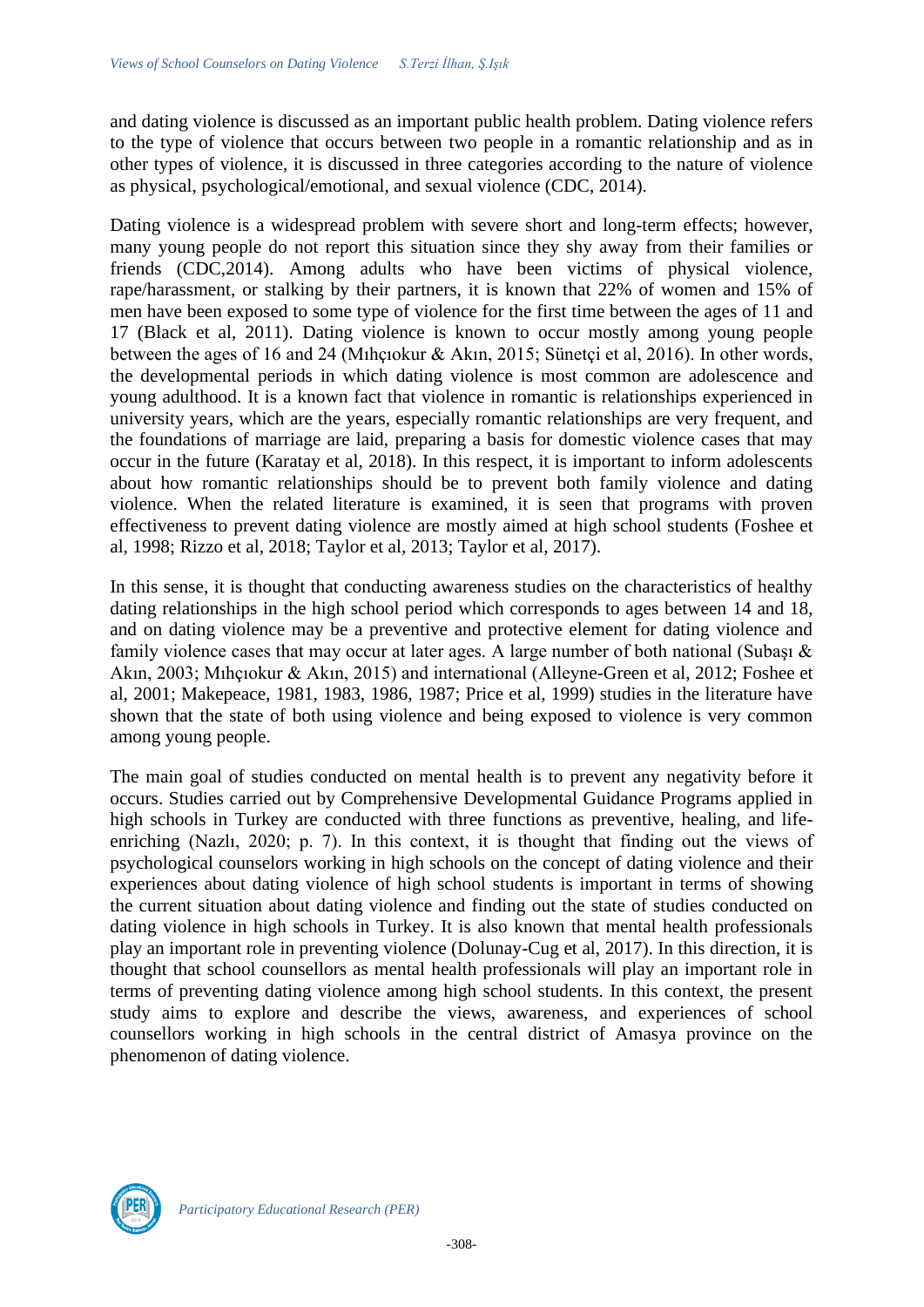and dating violence is discussed as an important public health problem. Dating violence refers to the type of violence that occurs between two people in a romantic relationship and as in other types of violence, it is discussed in three categories according to the nature of violence as physical, psychological/emotional, and sexual violence (CDC, 2014).

Dating violence is a widespread problem with severe short and long-term effects; however, many young people do not report this situation since they shy away from their families or friends (CDC,2014). Among adults who have been victims of physical violence, rape/harassment, or stalking by their partners, it is known that 22% of women and 15% of men have been exposed to some type of violence for the first time between the ages of 11 and 17 (Black et al, 2011). Dating violence is known to occur mostly among young people between the ages of 16 and 24 (Mıhçıokur & Akın, 2015; Sünetçi et al, 2016). In other words, the developmental periods in which dating violence is most common are adolescence and young adulthood. It is a known fact that violence in romantic is relationships experienced in university years, which are the years, especially romantic relationships are very frequent, and the foundations of marriage are laid, preparing a basis for domestic violence cases that may occur in the future (Karatay et al, 2018). In this respect, it is important to inform adolescents about how romantic relationships should be to prevent both family violence and dating violence. When the related literature is examined, it is seen that programs with proven effectiveness to prevent dating violence are mostly aimed at high school students (Foshee et al, 1998; Rizzo et al, 2018; Taylor et al, 2013; Taylor et al, 2017).

In this sense, it is thought that conducting awareness studies on the characteristics of healthy dating relationships in the high school period which corresponds to ages between 14 and 18, and on dating violence may be a preventive and protective element for dating violence and family violence cases that may occur at later ages. A large number of both national (Subaşı & Akın, 2003; Mıhçıokur & Akın, 2015) and international (Alleyne-Green et al, 2012; Foshee et al, 2001; Makepeace, 1981, 1983, 1986, 1987; Price et al, 1999) studies in the literature have shown that the state of both using violence and being exposed to violence is very common among young people.

The main goal of studies conducted on mental health is to prevent any negativity before it occurs. Studies carried out by Comprehensive Developmental Guidance Programs applied in high schools in Turkey are conducted with three functions as preventive, healing, and life-enriching (Nazlı, 2020; p. 7). In this context, it is thought that finding out the views of psychological counselors working in high schools on the concept of dating violence and their experiences about dating violence of high school students is important in terms of showing the current situation about dating violence and finding out the state of studies conducted on dating violence in high schools in Turkey. It is also known that mental health professionals play an important role in preventing violence (Dolunay-Cug et al, 2017). In this direction, it is thought that school counsellors as mental health professionals will play an important role in terms of preventing dating violence among high school students. In this context, the present study aims to explore and describe the views, awareness, and experiences of school counsellors working in high schools in the central district of Amasya province on the phenomenon of dating violence.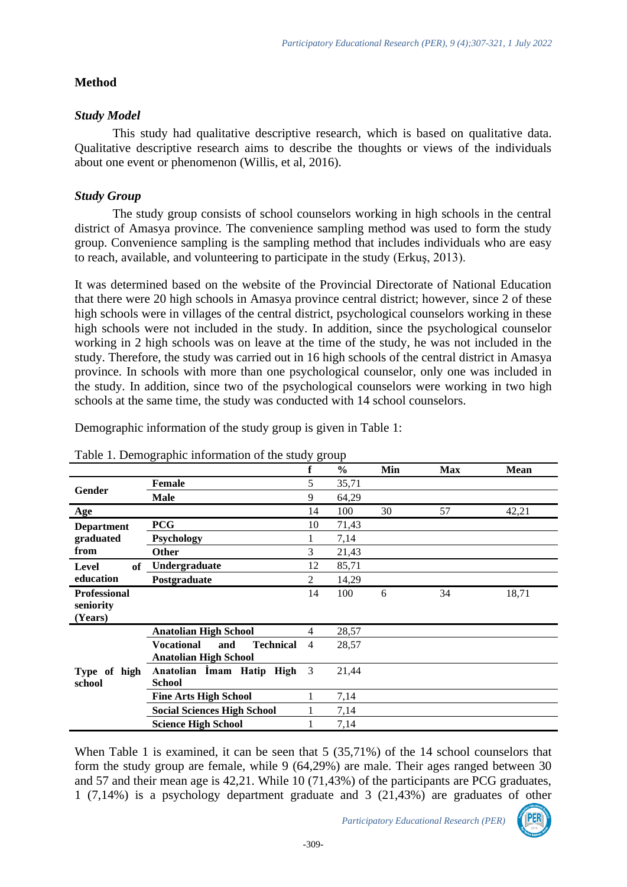## Method

### *Study Model*

This study had qualitative descriptive research, which is based on qualitative data. Qualitative descriptive research aims to describe the thoughts or views of the individuals about one event or phenomenon (Willis, et al, 2016).

### *Study Group*

The study group consists of school counselors working in high schools in the central district of Amasya province. The convenience sampling method was used to form the study group. Convenience sampling is the sampling method that includes individuals who are easy to reach, available, and volunteering to participate in the study (Erkuş, 2013).

It was determined based on the website of the Provincial Directorate of National Education that there were 20 high schools in Amasya province central district; however, since 2 of these high schools were in villages of the central district, psychological counselors working in these high schools were not included in the study. In addition, since the psychological counselor working in 2 high schools was on leave at the time of the study, he was not included in the study. Therefore, the study was carried out in 16 high schools of the central district in Amasya province. In schools with more than one psychological counselor, only one was included in the study. In addition, since two of the psychological counselors were working in two high schools at the same time, the study was conducted with 14 school counselors.

Demographic information of the study group is given in Table 1:

Table 1. Demographic information of the study group

| | | f | % | Min | Max | Mean |
|---|---|---|---|---|---|---|
| **Gender** | **Female** | 5 | 35,71 | | | |
| | **Male** | 9 | 64,29 | | | |
| **Age** | | 14 | 100 | 30 | 57 | 42,21 |
| **Department graduated from** | **PCG** | 10 | 71,43 | | | |
| | **Psychology** | 1 | 7,14 | | | |
| | **Other** | 3 | 21,43 | | | |
| **Level of education** | **Undergraduate** | 12 | 85,71 | | | |
| | **Postgraduate** | 2 | 14,29 | | | |
| **Professional seniority (Years)** | | 14 | 100 | 6 | 34 | 18,71 |
| **Type of high school** | **Anatolian High School** | 4 | 28,57 | | | |
| | **Vocational and Technical Anatolian High School** | 4 | 28,57 | | | |
| | **Anatolian İmam Hatip High School** | 3 | 21,44 | | | |
| | **Fine Arts High School** | 1 | 7,14 | | | |
| | **Social Sciences High School** | 1 | 7,14 | | | |
| | **Science High School** | 1 | 7,14 | | | |

When Table 1 is examined, it can be seen that 5 (35,71%) of the 14 school counselors that form the study group are female, while 9 (64,29%) are male. Their ages ranged between 30 and 57 and their mean age is 42,21. While 10 (71,43%) of the participants are PCG graduates, 1 (7,14%) is a psychology department graduate and 3 (21,43%) are graduates of other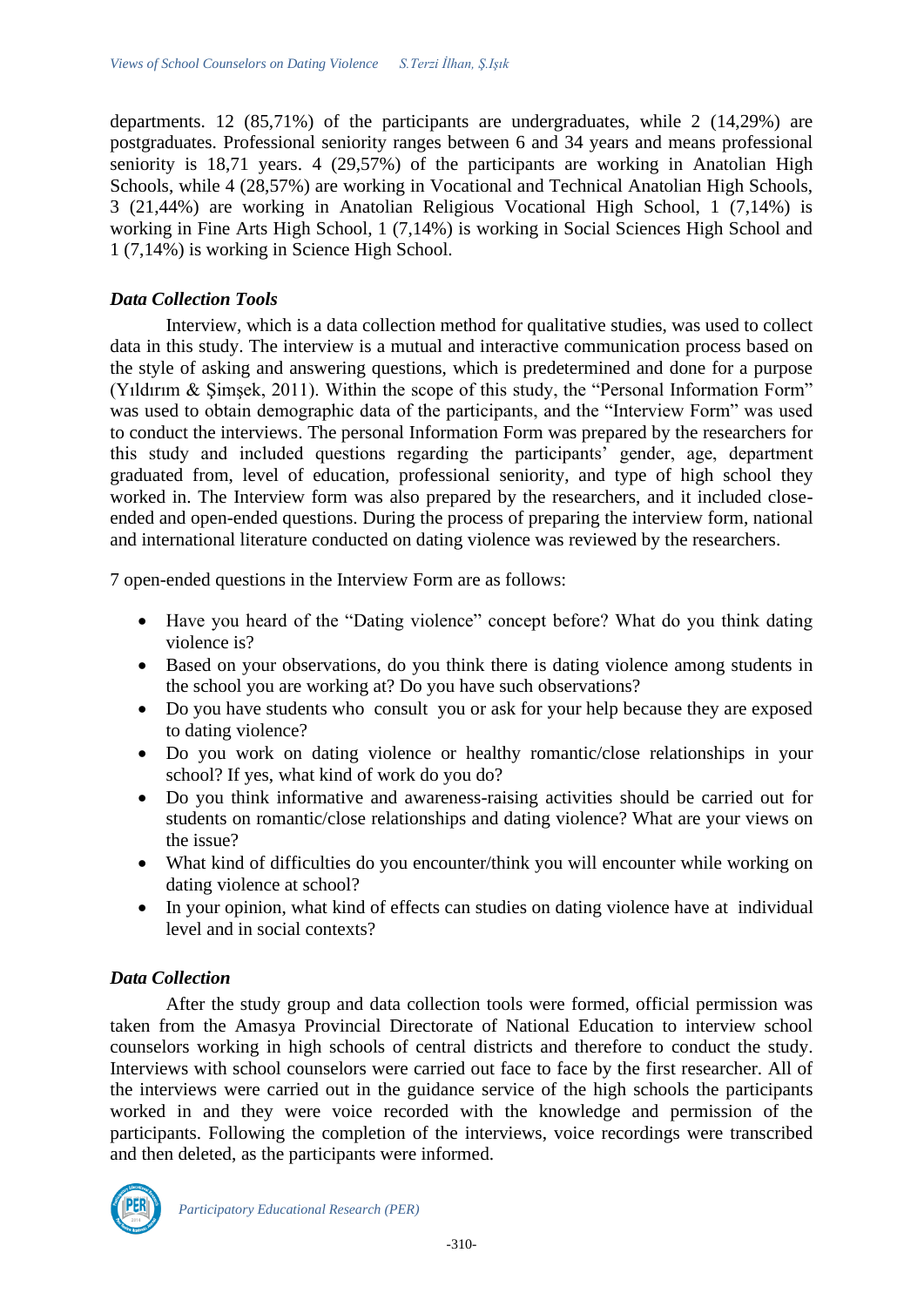departments. 12 (85,71%) of the participants are undergraduates, while 2 (14,29%) are postgraduates. Professional seniority ranges between 6 and 34 years and means professional seniority is 18,71 years. 4 (29,57%) of the participants are working in Anatolian High Schools, while 4 (28,57%) are working in Vocational and Technical Anatolian High Schools, 3 (21,44%) are working in Anatolian Religious Vocational High School, 1 (7,14%) is working in Fine Arts High School, 1 (7,14%) is working in Social Sciences High School and 1 (7,14%) is working in Science High School.

### *Data Collection Tools*

Interview, which is a data collection method for qualitative studies, was used to collect data in this study. The interview is a mutual and interactive communication process based on the style of asking and answering questions, which is predetermined and done for a purpose (Yıldırım & Şimşek, 2011). Within the scope of this study, the "Personal Information Form" was used to obtain demographic data of the participants, and the "Interview Form" was used to conduct the interviews. The personal Information Form was prepared by the researchers for this study and included questions regarding the participants' gender, age, department graduated from, level of education, professional seniority, and type of high school they worked in. The Interview form was also prepared by the researchers, and it included close-ended and open-ended questions. During the process of preparing the interview form, national and international literature conducted on dating violence was reviewed by the researchers.

7 open-ended questions in the Interview Form are as follows:

- Have you heard of the "Dating violence" concept before? What do you think dating violence is?
- Based on your observations, do you think there is dating violence among students in the school you are working at? Do you have such observations?
- Do you have students who consult you or ask for your help because they are exposed to dating violence?
- Do you work on dating violence or healthy romantic/close relationships in your school? If yes, what kind of work do you do?
- Do you think informative and awareness-raising activities should be carried out for students on romantic/close relationships and dating violence? What are your views on the issue?
- What kind of difficulties do you encounter/think you will encounter while working on dating violence at school?
- In your opinion, what kind of effects can studies on dating violence have at individual level and in social contexts?

### *Data Collection*

After the study group and data collection tools were formed, official permission was taken from the Amasya Provincial Directorate of National Education to interview school counselors working in high schools of central districts and therefore to conduct the study. Interviews with school counselors were carried out face to face by the first researcher. All of the interviews were carried out in the guidance service of the high schools the participants worked in and they were voice recorded with the knowledge and permission of the participants. Following the completion of the interviews, voice recordings were transcribed and then deleted, as the participants were informed.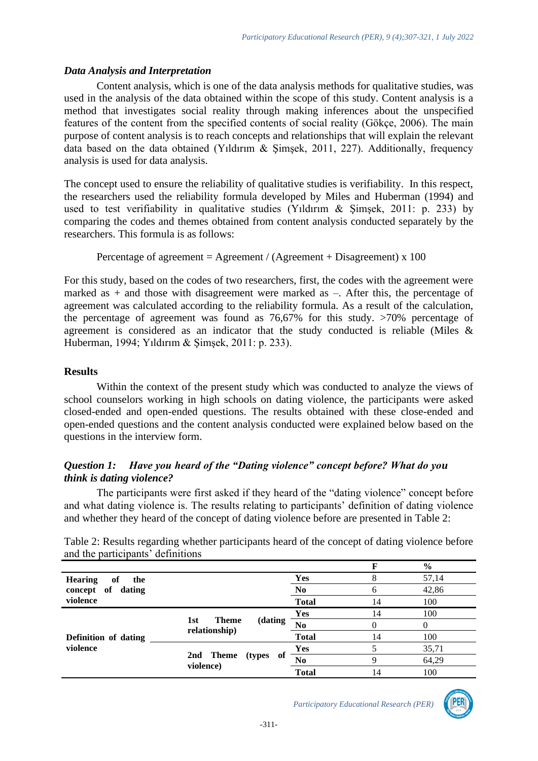### *Data Analysis and Interpretation*

Content analysis, which is one of the data analysis methods for qualitative studies, was used in the analysis of the data obtained within the scope of this study. Content analysis is a method that investigates social reality through making inferences about the unspecified features of the content from the specified contents of social reality (Gökçe, 2006). The main purpose of content analysis is to reach concepts and relationships that will explain the relevant data based on the data obtained (Yıldırım & Şimşek, 2011, 227). Additionally, frequency analysis is used for data analysis.

The concept used to ensure the reliability of qualitative studies is verifiability. In this respect, the researchers used the reliability formula developed by Miles and Huberman (1994) and used to test verifiability in qualitative studies (Yıldırım & Şimşek, 2011: p. 233) by comparing the codes and themes obtained from content analysis conducted separately by the researchers. This formula is as follows:

Percentage of agreement = Agreement / (Agreement + Disagreement) x 100

For this study, based on the codes of two researchers, first, the codes with the agreement were marked as + and those with disagreement were marked as –. After this, the percentage of agreement was calculated according to the reliability formula. As a result of the calculation, the percentage of agreement was found as 76,67% for this study. >70% percentage of agreement is considered as an indicator that the study conducted is reliable (Miles & Huberman, 1994; Yıldırım & Şimşek, 2011: p. 233).

## Results

Within the context of the present study which was conducted to analyze the views of school counselors working in high schools on dating violence, the participants were asked closed-ended and open-ended questions. The results obtained with these close-ended and open-ended questions and the content analysis conducted were explained below based on the questions in the interview form.

### *Question 1: Have you heard of the "Dating violence" concept before? What do you think is dating violence?*

The participants were first asked if they heard of the "dating violence" concept before and what dating violence is. The results relating to participants' definition of dating violence and whether they heard of the concept of dating violence before are presented in Table 2:

Table 2: Results regarding whether participants heard of the concept of dating violence before and the participants' definitions

| | | | F | % |
|---|---|---|---|---|
| **Hearing of the concept of dating violence** | | **Yes** | 8 | 57,14 |
| | | **No** | 6 | 42,86 |
| | | **Total** | 14 | 100 |
| **Definition of dating violence** | **1st Theme (dating relationship)** | **Yes** | 14 | 100 |
| | | **No** | 0 | 0 |
| | | **Total** | 14 | 100 |
| | **2nd Theme (types of violence)** | **Yes** | 5 | 35,71 |
| | | **No** | 9 | 64,29 |
| | | **Total** | 14 | 100 |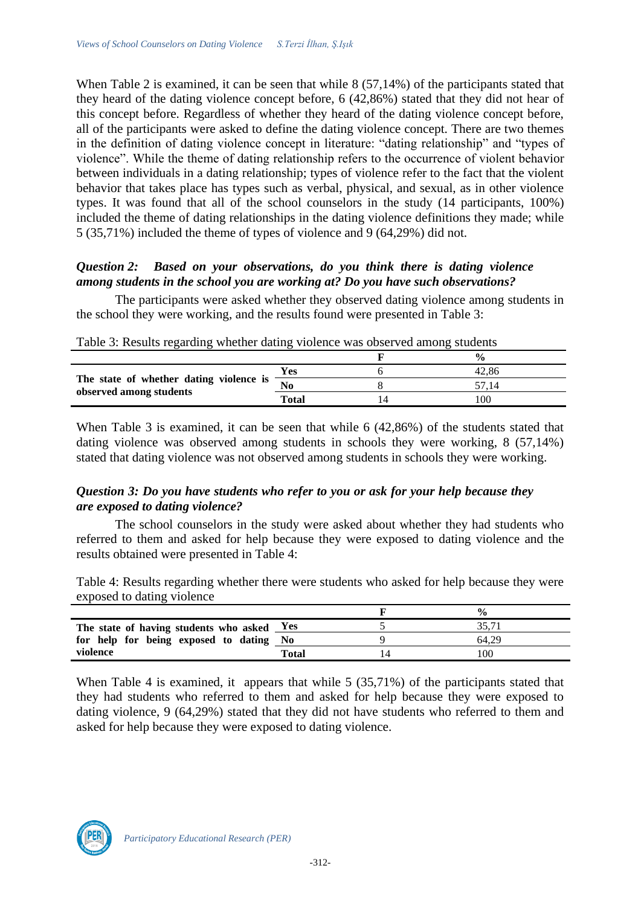When Table 2 is examined, it can be seen that while 8 (57,14%) of the participants stated that they heard of the dating violence concept before, 6 (42,86%) stated that they did not hear of this concept before. Regardless of whether they heard of the dating violence concept before, all of the participants were asked to define the dating violence concept. There are two themes in the definition of dating violence concept in literature: "dating relationship" and "types of violence". While the theme of dating relationship refers to the occurrence of violent behavior between individuals in a dating relationship; types of violence refer to the fact that the violent behavior that takes place has types such as verbal, physical, and sexual, as in other violence types. It was found that all of the school counselors in the study (14 participants, 100%) included the theme of dating relationships in the dating violence definitions they made; while 5 (35,71%) included the theme of types of violence and 9 (64,29%) did not.

***Question 2: Based on your observations, do you think there is dating violence among students in the school you are working at? Do you have such observations?***

The participants were asked whether they observed dating violence among students in the school they were working, and the results found were presented in Table 3:

Table 3: Results regarding whether dating violence was observed among students

| | | F | % |
|---|---|---|---|
| **The state of whether dating violence is observed among students** | **Yes** | 6 | 42,86 |
| | **No** | 8 | 57,14 |
| | **Total** | 14 | 100 |

When Table 3 is examined, it can be seen that while 6 (42,86%) of the students stated that dating violence was observed among students in schools they were working, 8 (57,14%) stated that dating violence was not observed among students in schools they were working.

***Question 3: Do you have students who refer to you or ask for your help because they are exposed to dating violence?***

The school counselors in the study were asked about whether they had students who referred to them and asked for help because they were exposed to dating violence and the results obtained were presented in Table 4:

Table 4: Results regarding whether there were students who asked for help because they were exposed to dating violence

| | | F | % |
|---|---|---|---|
| **The state of having students who asked for help for being exposed to dating violence** | **Yes** | 5 | 35,71 |
| | **No** | 9 | 64,29 |
| | **Total** | 14 | 100 |

When Table 4 is examined, it appears that while 5 (35,71%) of the participants stated that they had students who referred to them and asked for help because they were exposed to dating violence, 9 (64,29%) stated that they did not have students who referred to them and asked for help because they were exposed to dating violence.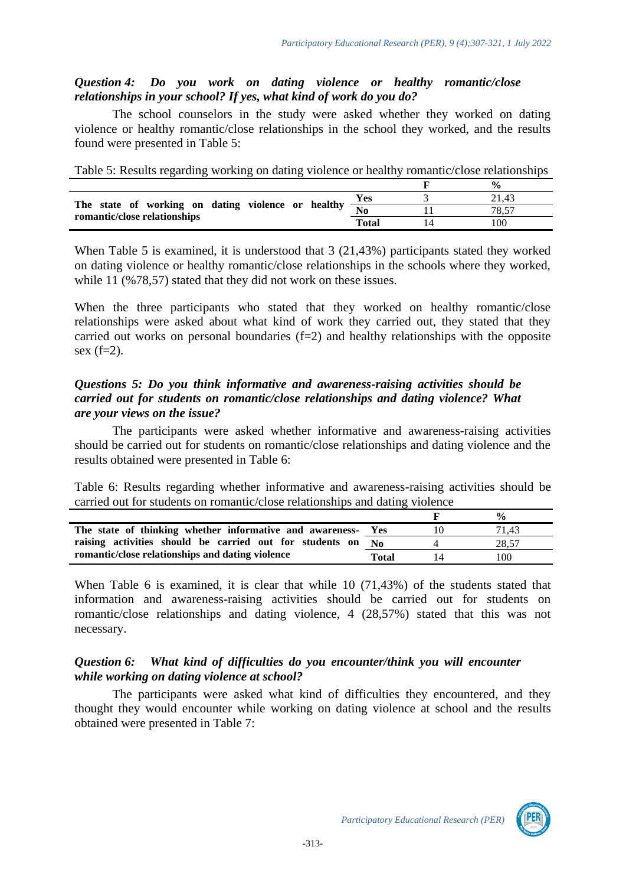***Question 4: Do you work on dating violence or healthy romantic/close relationships in your school? If yes, what kind of work do you do?***

The school counselors in the study were asked whether they worked on dating violence or healthy romantic/close relationships in the school they worked, and the results found were presented in Table 5:

Table 5: Results regarding working on dating violence or healthy romantic/close relationships

| | | F | % |
|---|---|---|---|
| **The state of working on dating violence or healthy romantic/close relationships** | **Yes** | 3 | 21,43 |
| | **No** | 11 | 78,57 |
| | **Total** | 14 | 100 |

When Table 5 is examined, it is understood that 3 (21,43%) participants stated they worked on dating violence or healthy romantic/close relationships in the schools where they worked, while 11 (%78,57) stated that they did not work on these issues.

When the three participants who stated that they worked on healthy romantic/close relationships were asked about what kind of work they carried out, they stated that they carried out works on personal boundaries (f=2) and healthy relationships with the opposite sex (f=2).

***Questions 5: Do you think informative and awareness-raising activities should be carried out for students on romantic/close relationships and dating violence? What are your views on the issue?***

The participants were asked whether informative and awareness-raising activities should be carried out for students on romantic/close relationships and dating violence and the results obtained were presented in Table 6:

Table 6: Results regarding whether informative and awareness-raising activities should be carried out for students on romantic/close relationships and dating violence

| | | F | % |
|---|---|---|---|
| **The state of thinking whether informative and awareness-raising activities should be carried out for students on romantic/close relationships and dating violence** | **Yes** | 10 | 71,43 |
| | **No** | 4 | 28,57 |
| | **Total** | 14 | 100 |

When Table 6 is examined, it is clear that while 10 (71,43%) of the students stated that information and awareness-raising activities should be carried out for students on romantic/close relationships and dating violence, 4 (28,57%) stated that this was not necessary.

***Question 6: What kind of difficulties do you encounter/think you will encounter while working on dating violence at school?***

The participants were asked what kind of difficulties they encountered, and they thought they would encounter while working on dating violence at school and the results obtained were presented in Table 7: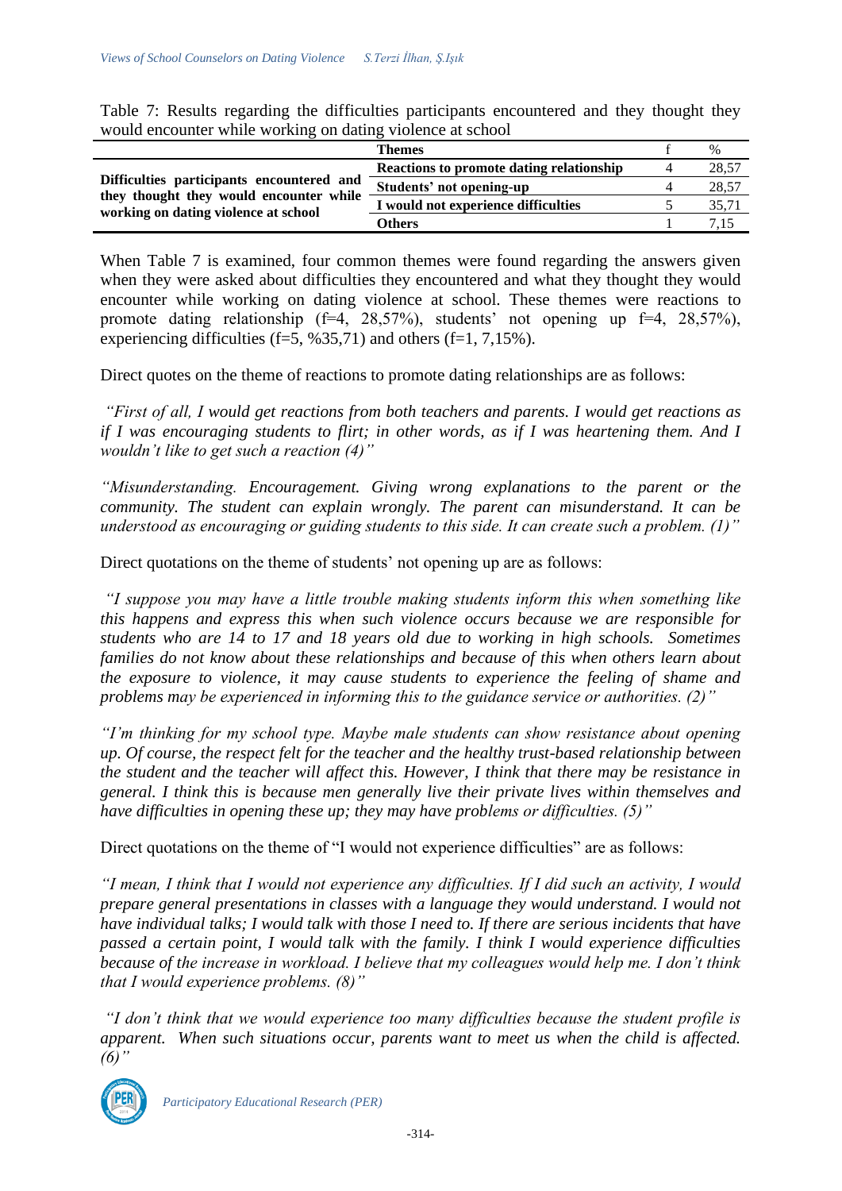Table 7: Results regarding the difficulties participants encountered and they thought they would encounter while working on dating violence at school

| | Themes | f | % |
|---|---|---|---|
| **Difficulties participants encountered and they thought they would encounter while working on dating violence at school** | **Reactions to promote dating relationship** | 4 | 28,57 |
| | **Students' not opening-up** | 4 | 28,57 |
| | **I would not experience difficulties** | 5 | 35,71 |
| | **Others** | 1 | 7,15 |

When Table 7 is examined, four common themes were found regarding the answers given when they were asked about difficulties they encountered and what they thought they would encounter while working on dating violence at school. These themes were reactions to promote dating relationship (f=4, 28,57%), students' not opening up f=4, 28,57%), experiencing difficulties (f=5, %35,71) and others (f=1, 7,15%).

Direct quotes on the theme of reactions to promote dating relationships are as follows:

*"First of all, I would get reactions from both teachers and parents. I would get reactions as if I was encouraging students to flirt; in other words, as if I was heartening them. And I wouldn't like to get such a reaction (4)"*

*"Misunderstanding. Encouragement. Giving wrong explanations to the parent or the community. The student can explain wrongly. The parent can misunderstand. It can be understood as encouraging or guiding students to this side. It can create such a problem. (1)"*

Direct quotations on the theme of students' not opening up are as follows:

*"I suppose you may have a little trouble making students inform this when something like this happens and express this when such violence occurs because we are responsible for students who are 14 to 17 and 18 years old due to working in high schools. Sometimes families do not know about these relationships and because of this when others learn about the exposure to violence, it may cause students to experience the feeling of shame and problems may be experienced in informing this to the guidance service or authorities. (2)"*

*"I'm thinking for my school type. Maybe male students can show resistance about opening up. Of course, the respect felt for the teacher and the healthy trust-based relationship between the student and the teacher will affect this. However, I think that there may be resistance in general. I think this is because men generally live their private lives within themselves and have difficulties in opening these up; they may have problems or difficulties. (5)"*

Direct quotations on the theme of "I would not experience difficulties" are as follows:

*"I mean, I think that I would not experience any difficulties. If I did such an activity, I would prepare general presentations in classes with a language they would understand. I would not have individual talks; I would talk with those I need to. If there are serious incidents that have passed a certain point, I would talk with the family. I think I would experience difficulties because of the increase in workload. I believe that my colleagues would help me. I don't think that I would experience problems. (8)"*

*"I don't think that we would experience too many difficulties because the student profile is apparent. When such situations occur, parents want to meet us when the child is affected. (6)"*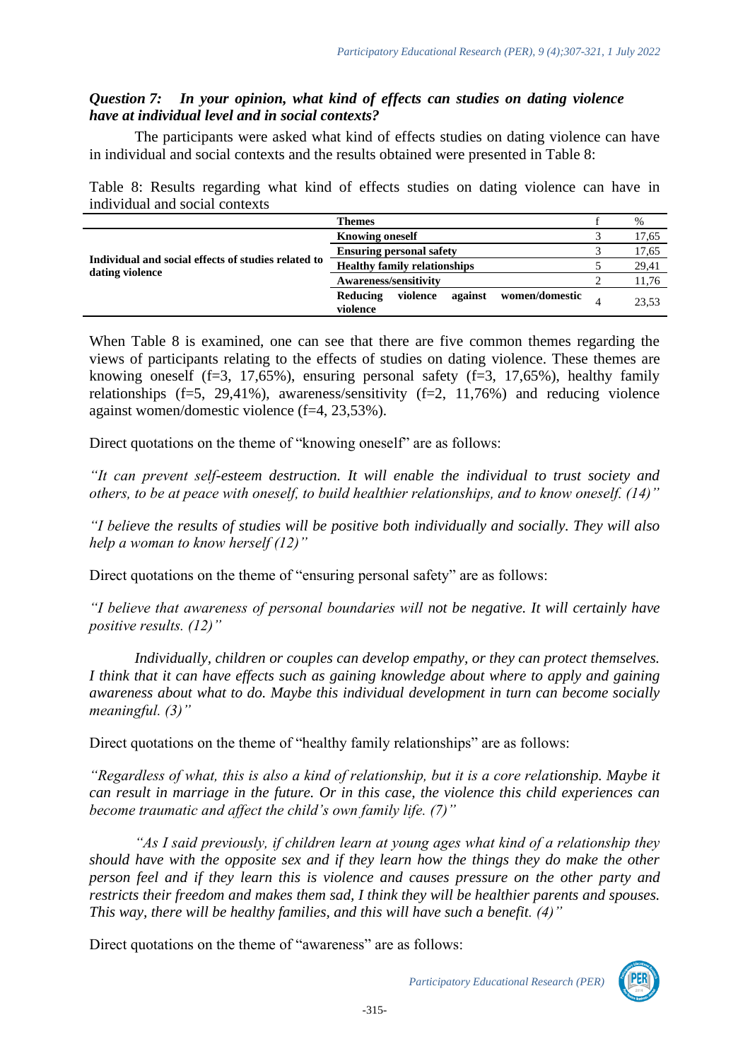***Question 7: In your opinion, what kind of effects can studies on dating violence have at individual level and in social contexts?***

The participants were asked what kind of effects studies on dating violence can have in individual and social contexts and the results obtained were presented in Table 8:

Table 8: Results regarding what kind of effects studies on dating violence can have in individual and social contexts

| | Themes | f | % |
|---|---|---|---|
| **Individual and social effects of studies related to dating violence** | **Knowing oneself** | 3 | 17,65 |
| | **Ensuring personal safety** | 3 | 17,65 |
| | **Healthy family relationships** | 5 | 29,41 |
| | **Awareness/sensitivity** | 2 | 11,76 |
| | **Reducing violence against women/domestic violence** | 4 | 23,53 |

When Table 8 is examined, one can see that there are five common themes regarding the views of participants relating to the effects of studies on dating violence. These themes are knowing oneself (f=3, 17,65%), ensuring personal safety (f=3, 17,65%), healthy family relationships (f=5, 29,41%), awareness/sensitivity (f=2, 11,76%) and reducing violence against women/domestic violence (f=4, 23,53%).

Direct quotations on the theme of "knowing oneself" are as follows:

*"It can prevent self-esteem destruction. It will enable the individual to trust society and others, to be at peace with oneself, to build healthier relationships, and to know oneself. (14)"*

*"I believe the results of studies will be positive both individually and socially. They will also help a woman to know herself (12)"*

Direct quotations on the theme of "ensuring personal safety" are as follows:

*"I believe that awareness of personal boundaries will not be negative. It will certainly have positive results. (12)"*

*Individually, children or couples can develop empathy, or they can protect themselves. I think that it can have effects such as gaining knowledge about where to apply and gaining awareness about what to do. Maybe this individual development in turn can become socially meaningful. (3)"*

Direct quotations on the theme of "healthy family relationships" are as follows:

*"Regardless of what, this is also a kind of relationship, but it is a core relationship. Maybe it can result in marriage in the future. Or in this case, the violence this child experiences can become traumatic and affect the child's own family life. (7)"*

*"As I said previously, if children learn at young ages what kind of a relationship they should have with the opposite sex and if they learn how the things they do make the other person feel and if they learn this is violence and causes pressure on the other party and restricts their freedom and makes them sad, I think they will be healthier parents and spouses. This way, there will be healthy families, and this will have such a benefit. (4)"*

Direct quotations on the theme of "awareness" are as follows: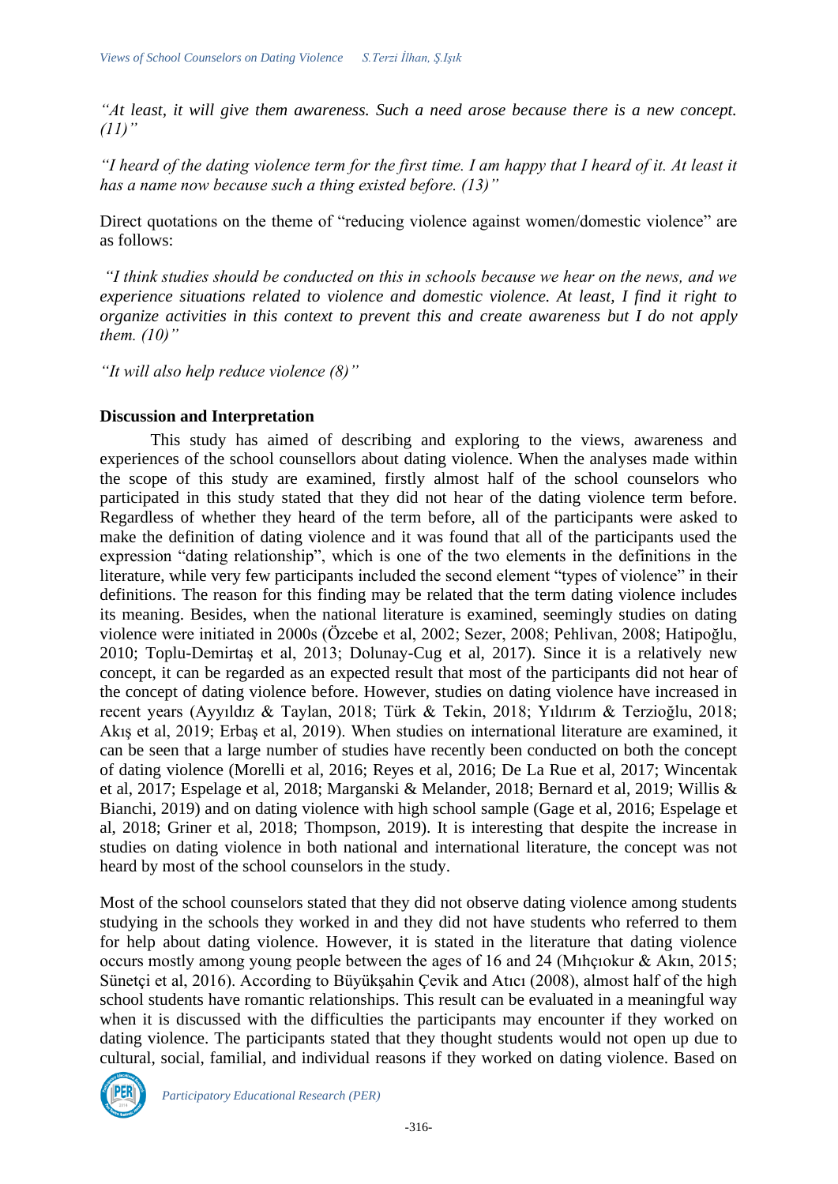*"At least, it will give them awareness. Such a need arose because there is a new concept. (11)"*

*"I heard of the dating violence term for the first time. I am happy that I heard of it. At least it has a name now because such a thing existed before. (13)"*

Direct quotations on the theme of "reducing violence against women/domestic violence" are as follows:

*"I think studies should be conducted on this in schools because we hear on the news, and we experience situations related to violence and domestic violence. At least, I find it right to organize activities in this context to prevent this and create awareness but I do not apply them. (10)"*

*"It will also help reduce violence (8)"*

**Discussion and Interpretation**

This study has aimed of describing and exploring to the views, awareness and experiences of the school counsellors about dating violence. When the analyses made within the scope of this study are examined, firstly almost half of the school counselors who participated in this study stated that they did not hear of the dating violence term before. Regardless of whether they heard of the term before, all of the participants were asked to make the definition of dating violence and it was found that all of the participants used the expression "dating relationship", which is one of the two elements in the definitions in the literature, while very few participants included the second element "types of violence" in their definitions. The reason for this finding may be related that the term dating violence includes its meaning. Besides, when the national literature is examined, seemingly studies on dating violence were initiated in 2000s (Özcebe et al, 2002; Sezer, 2008; Pehlivan, 2008; Hatipoğlu, 2010; Toplu-Demirtaş et al, 2013; Dolunay-Cug et al, 2017). Since it is a relatively new concept, it can be regarded as an expected result that most of the participants did not hear of the concept of dating violence before. However, studies on dating violence have increased in recent years (Ayyıldız & Taylan, 2018; Türk & Tekin, 2018; Yıldırım & Terzioğlu, 2018; Akış et al, 2019; Erbaş et al, 2019). When studies on international literature are examined, it can be seen that a large number of studies have recently been conducted on both the concept of dating violence (Morelli et al, 2016; Reyes et al, 2016; De La Rue et al, 2017; Wincentak et al, 2017; Espelage et al, 2018; Marganski & Melander, 2018; Bernard et al, 2019; Willis & Bianchi, 2019) and on dating violence with high school sample (Gage et al, 2016; Espelage et al, 2018; Griner et al, 2018; Thompson, 2019). It is interesting that despite the increase in studies on dating violence in both national and international literature, the concept was not heard by most of the school counselors in the study.

Most of the school counselors stated that they did not observe dating violence among students studying in the schools they worked in and they did not have students who referred to them for help about dating violence. However, it is stated in the literature that dating violence occurs mostly among young people between the ages of 16 and 24 (Mıhçıokur & Akın, 2015; Sünetçi et al, 2016). According to Büyükşahin Çevik and Atıcı (2008), almost half of the high school students have romantic relationships. This result can be evaluated in a meaningful way when it is discussed with the difficulties the participants may encounter if they worked on dating violence. The participants stated that they thought students would not open up due to cultural, social, familial, and individual reasons if they worked on dating violence. Based on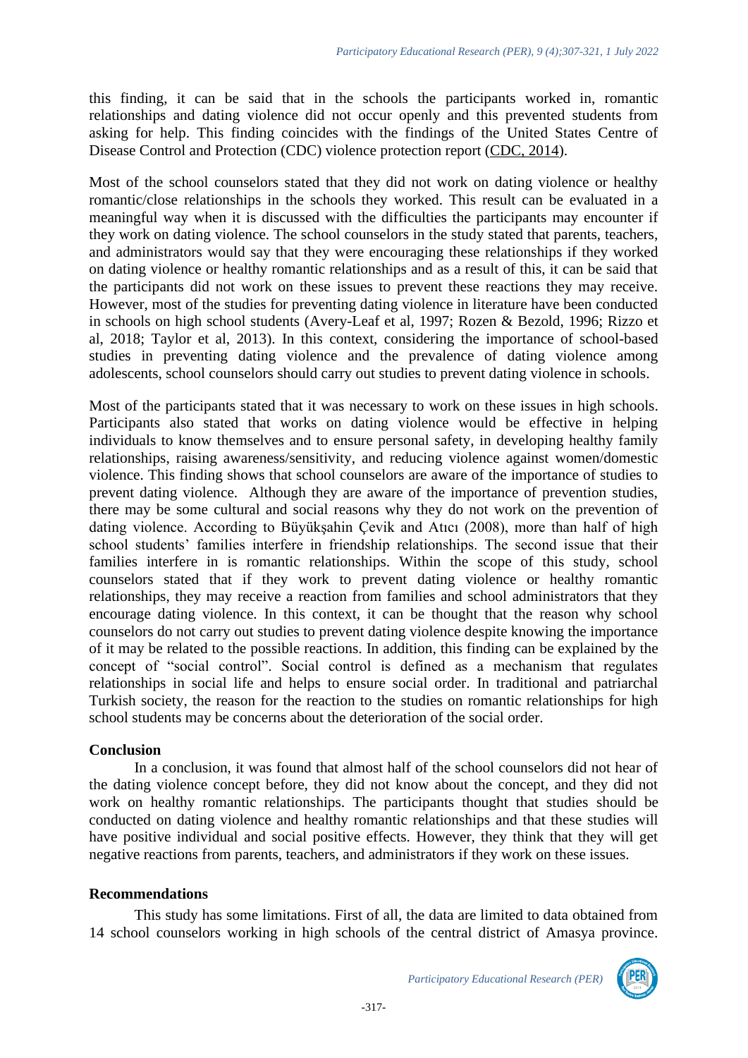this finding, it can be said that in the schools the participants worked in, romantic relationships and dating violence did not occur openly and this prevented students from asking for help. This finding coincides with the findings of the United States Centre of Disease Control and Protection (CDC) violence protection report (CDC, 2014).

Most of the school counselors stated that they did not work on dating violence or healthy romantic/close relationships in the schools they worked. This result can be evaluated in a meaningful way when it is discussed with the difficulties the participants may encounter if they work on dating violence. The school counselors in the study stated that parents, teachers, and administrators would say that they were encouraging these relationships if they worked on dating violence or healthy romantic relationships and as a result of this, it can be said that the participants did not work on these issues to prevent these reactions they may receive. However, most of the studies for preventing dating violence in literature have been conducted in schools on high school students (Avery-Leaf et al, 1997; Rozen & Bezold, 1996; Rizzo et al, 2018; Taylor et al, 2013). In this context, considering the importance of school-based studies in preventing dating violence and the prevalence of dating violence among adolescents, school counselors should carry out studies to prevent dating violence in schools.

Most of the participants stated that it was necessary to work on these issues in high schools. Participants also stated that works on dating violence would be effective in helping individuals to know themselves and to ensure personal safety, in developing healthy family relationships, raising awareness/sensitivity, and reducing violence against women/domestic violence. This finding shows that school counselors are aware of the importance of studies to prevent dating violence. Although they are aware of the importance of prevention studies, there may be some cultural and social reasons why they do not work on the prevention of dating violence. According to Büyükşahin Çevik and Atıcı (2008), more than half of high school students' families interfere in friendship relationships. The second issue that their families interfere in is romantic relationships. Within the scope of this study, school counselors stated that if they work to prevent dating violence or healthy romantic relationships, they may receive a reaction from families and school administrators that they encourage dating violence. In this context, it can be thought that the reason why school counselors do not carry out studies to prevent dating violence despite knowing the importance of it may be related to the possible reactions. In addition, this finding can be explained by the concept of "social control". Social control is defined as a mechanism that regulates relationships in social life and helps to ensure social order. In traditional and patriarchal Turkish society, the reason for the reaction to the studies on romantic relationships for high school students may be concerns about the deterioration of the social order.

## Conclusion

In a conclusion, it was found that almost half of the school counselors did not hear of the dating violence concept before, they did not know about the concept, and they did not work on healthy romantic relationships. The participants thought that studies should be conducted on dating violence and healthy romantic relationships and that these studies will have positive individual and social positive effects. However, they think that they will get negative reactions from parents, teachers, and administrators if they work on these issues.

## Recommendations

This study has some limitations. First of all, the data are limited to data obtained from 14 school counselors working in high schools of the central district of Amasya province.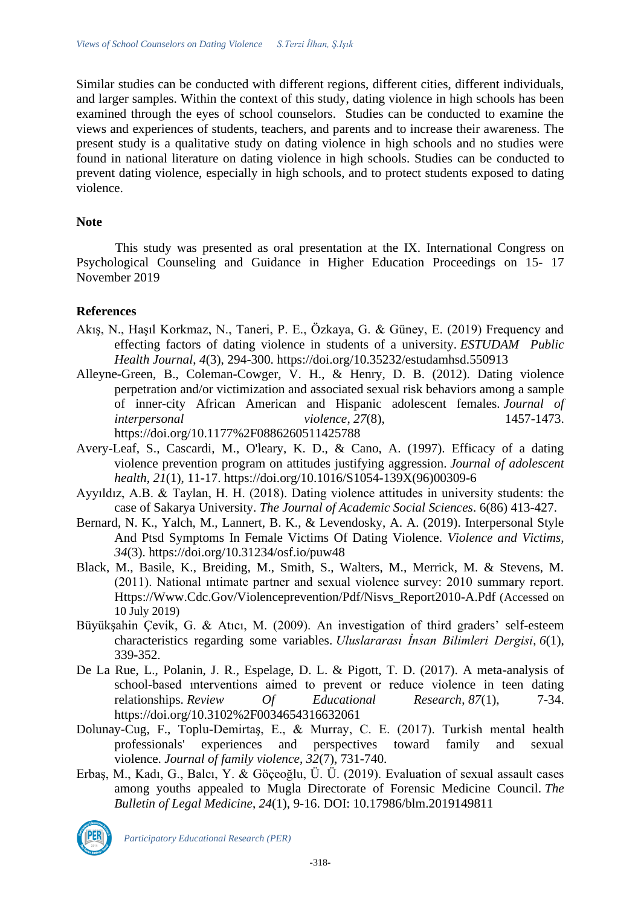Similar studies can be conducted with different regions, different cities, different individuals, and larger samples. Within the context of this study, dating violence in high schools has been examined through the eyes of school counselors. Studies can be conducted to examine the views and experiences of students, teachers, and parents and to increase their awareness. The present study is a qualitative study on dating violence in high schools and no studies were found in national literature on dating violence in high schools. Studies can be conducted to prevent dating violence, especially in high schools, and to protect students exposed to dating violence.

### Note

This study was presented as oral presentation at the IX. International Congress on Psychological Counseling and Guidance in Higher Education Proceedings on 15- 17 November 2019

### References

Akış, N., Haşıl Korkmaz, N., Taneri, P. E., Özkaya, G. & Güney, E. (2019) Frequency and effecting factors of dating violence in students of a university. *ESTUDAM Public Health Journal*, *4*(3), 294-300. https://doi.org/10.35232/estudamhsd.550913

Alleyne-Green, B., Coleman-Cowger, V. H., & Henry, D. B. (2012). Dating violence perpetration and/or victimization and associated sexual risk behaviors among a sample of inner-city African American and Hispanic adolescent females. *Journal of interpersonal violence*, *27*(8), 1457-1473. https://doi.org/10.1177%2F0886260511425788

Avery-Leaf, S., Cascardi, M., O'leary, K. D., & Cano, A. (1997). Efficacy of a dating violence prevention program on attitudes justifying aggression. *Journal of adolescent health*, *21*(1), 11-17. https://doi.org/10.1016/S1054-139X(96)00309-6

Ayyıldız, A.B. & Taylan, H. H. (2018). Dating violence attitudes in university students: the case of Sakarya University. *The Journal of Academic Social Sciences*. 6(86) 413-427.

Bernard, N. K., Yalch, M., Lannert, B. K., & Levendosky, A. A. (2019). Interpersonal Style And Ptsd Symptoms In Female Victims Of Dating Violence. *Violence and Victims, 34*(3). https://doi.org/10.31234/osf.io/puw48

Black, M., Basile, K., Breiding, M., Smith, S., Walters, M., Merrick, M. & Stevens, M. (2011). National ıntimate partner and sexual violence survey: 2010 summary report. Https://Www.Cdc.Gov/Violenceprevention/Pdf/Nisvs_Report2010-A.Pdf (Accessed on 10 July 2019)

Büyükşahin Çevik, G. & Atıcı, M. (2009). An investigation of third graders' self-esteem characteristics regarding some variables. *Uluslararası İnsan Bilimleri Dergisi*, *6*(1), 339-352.

De La Rue, L., Polanin, J. R., Espelage, D. L. & Pigott, T. D. (2017). A meta-analysis of school-based ınterventions aimed to prevent or reduce violence in teen dating relationships. *Review Of Educational Research*, *87*(1), 7-34. https://doi.org/10.3102%2F0034654316632061

Dolunay-Cug, F., Toplu-Demirtaş, E., & Murray, C. E. (2017). Turkish mental health professionals' experiences and perspectives toward family and sexual violence. *Journal of family violence*, *32*(7), 731-740.

Erbaş, M., Kadı, G., Balcı, Y. & Göçeoğlu, Ü. Ü. (2019). Evaluation of sexual assault cases among youths appealed to Mugla Directorate of Forensic Medicine Council. *The Bulletin of Legal Medicine*, *24*(1), 9-16. DOI: 10.17986/blm.2019149811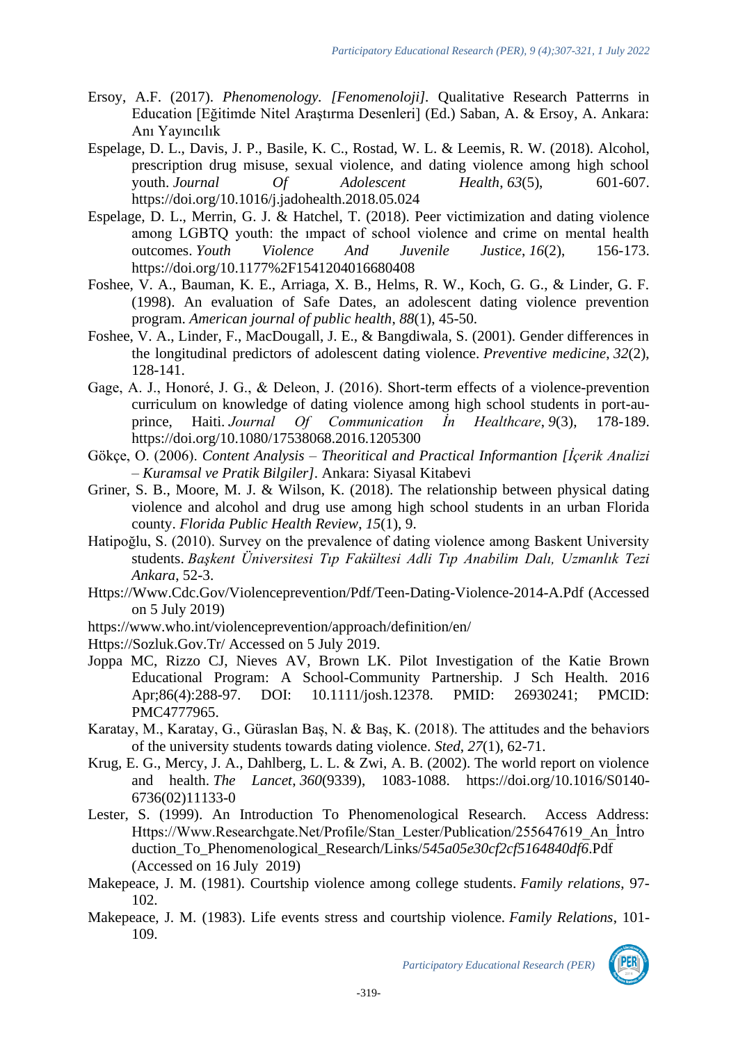Ersoy, A.F. (2017). *Phenomenology. [Fenomenoloji]*. Qualitative Research Patterrns in Education [Eğitimde Nitel Araştırma Desenleri] (Ed.) Saban, A. & Ersoy, A. Ankara: Anı Yayıncılık

Espelage, D. L., Davis, J. P., Basile, K. C., Rostad, W. L. & Leemis, R. W. (2018). Alcohol, prescription drug misuse, sexual violence, and dating violence among high school youth. *Journal Of Adolescent Health*, *63*(5), 601-607. https://doi.org/10.1016/j.jadohealth.2018.05.024

Espelage, D. L., Merrin, G. J. & Hatchel, T. (2018). Peer victimization and dating violence among LGBTQ youth: the ımpact of school violence and crime on mental health outcomes. *Youth Violence And Juvenile Justice*, *16*(2), 156-173. https://doi.org/10.1177%2F1541204016680408

Foshee, V. A., Bauman, K. E., Arriaga, X. B., Helms, R. W., Koch, G. G., & Linder, G. F. (1998). An evaluation of Safe Dates, an adolescent dating violence prevention program. *American journal of public health*, *88*(1), 45-50.

Foshee, V. A., Linder, F., MacDougall, J. E., & Bangdiwala, S. (2001). Gender differences in the longitudinal predictors of adolescent dating violence. *Preventive medicine*, *32*(2), 128-141.

Gage, A. J., Honoré, J. G., & Deleon, J. (2016). Short-term effects of a violence-prevention curriculum on knowledge of dating violence among high school students in port-au-prince, Haiti. *Journal Of Communication İn Healthcare*, *9*(3), 178-189. https://doi.org/10.1080/17538068.2016.1205300

Gökçe, O. (2006). *Content Analysis – Theoritical and Practical Informantion [İçerik Analizi – Kuramsal ve Pratik Bilgiler]*. Ankara: Siyasal Kitabevi

Griner, S. B., Moore, M. J. & Wilson, K. (2018). The relationship between physical dating violence and alcohol and drug use among high school students in an urban Florida county. *Florida Public Health Review*, *15*(1), 9.

Hatipoğlu, S. (2010). Survey on the prevalence of dating violence among Baskent University students. *Başkent Üniversitesi Tıp Fakültesi Adli Tıp Anabilim Dalı, Uzmanlık Tezi Ankara*, 52-3.

Https://Www.Cdc.Gov/Violenceprevention/Pdf/Teen-Dating-Violence-2014-A.Pdf (Accessed on 5 July 2019)

https://www.who.int/violenceprevention/approach/definition/en/

Https://Sozluk.Gov.Tr/ Accessed on 5 July 2019.

Joppa MC, Rizzo CJ, Nieves AV, Brown LK. Pilot Investigation of the Katie Brown Educational Program: A School-Community Partnership. J Sch Health. 2016 Apr;86(4):288-97. DOI: 10.1111/josh.12378. PMID: 26930241; PMCID: PMC4777965.

Karatay, M., Karatay, G., Güraslan Baş, N. & Baş, K. (2018). The attitudes and the behaviors of the university students towards dating violence. *Sted*, *27*(1), 62-71.

Krug, E. G., Mercy, J. A., Dahlberg, L. L. & Zwi, A. B. (2002). The world report on violence and health. *The Lancet*, *360*(9339), 1083-1088. https://doi.org/10.1016/S0140-6736(02)11133-0

Lester, S. (1999). An Introduction To Phenomenological Research. Access Address: Https://Www.Researchgate.Net/Profile/Stan_Lester/Publication/255647619_An_İntroduction_To_Phenomenological_Research/Links/*545a05e30cf2cf5164840df6*.Pdf (Accessed on 16 July 2019)

Makepeace, J. M. (1981). Courtship violence among college students. *Family relations*, 97-102.

Makepeace, J. M. (1983). Life events stress and courtship violence. *Family Relations*, 101-109.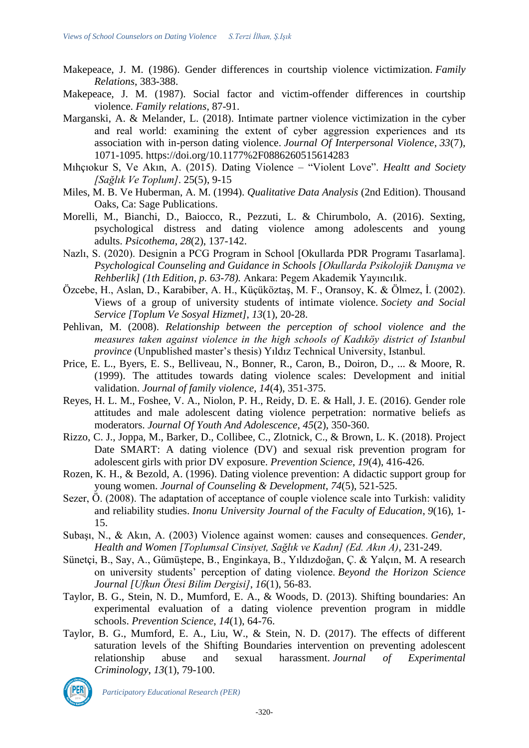Makepeace, J. M. (1986). Gender differences in courtship violence victimization. *Family Relations*, 383-388.

Makepeace, J. M. (1987). Social factor and victim-offender differences in courtship violence. *Family relations*, 87-91.

Marganski, A. & Melander, L. (2018). Intimate partner violence victimization in the cyber and real world: examining the extent of cyber aggression experiences and ıts association with in-person dating violence. *Journal Of Interpersonal Violence*, *33*(7), 1071-1095. https://doi.org/10.1177%2F0886260515614283

Mıhçıokur S, Ve Akın, A. (2015). Dating Violence – "Violent Love". *Healtt and Society [Sağlık Ve Toplum]*. 25(5), 9-15

Miles, M. B. Ve Huberman, A. M. (1994). *Qualitative Data Analysis* (2nd Edition). Thousand Oaks, Ca: Sage Publications.

Morelli, M., Bianchi, D., Baiocco, R., Pezzuti, L. & Chirumbolo, A. (2016). Sexting, psychological distress and dating violence among adolescents and young adults. *Psicothema*, *28*(2), 137-142.

Nazlı, S. (2020). Designin a PCG Program in School [Okullarda PDR Programı Tasarlama]. *Psychological Counseling and Guidance in Schools [Okullarda Psikolojik Danışma ve Rehberlik] (1th Edition, p. 63-78).* Ankara: Pegem Akademik Yayıncılık.

Özcebe, H., Aslan, D., Karabiber, A. H., Küçüköztaş, M. F., Oransoy, K. & Ölmez, İ. (2002). Views of a group of university students of intimate violence. *Society and Social Service [Toplum Ve Sosyal Hizmet]*, *13*(1), 20-28.

Pehlivan, M. (2008). *Relationship between the perception of school violence and the measures taken against violence in the high schools of Kadıköy district of Istanbul province* (Unpublished master's thesis) Yıldız Technical University, Istanbul.

Price, E. L., Byers, E. S., Belliveau, N., Bonner, R., Caron, B., Doiron, D., ... & Moore, R. (1999). The attitudes towards dating violence scales: Development and initial validation. *Journal of family violence*, *14*(4), 351-375.

Reyes, H. L. M., Foshee, V. A., Niolon, P. H., Reidy, D. E. & Hall, J. E. (2016). Gender role attitudes and male adolescent dating violence perpetration: normative beliefs as moderators. *Journal Of Youth And Adolescence*, *45*(2), 350-360.

Rizzo, C. J., Joppa, M., Barker, D., Collibee, C., Zlotnick, C., & Brown, L. K. (2018). Project Date SMART: A dating violence (DV) and sexual risk prevention program for adolescent girls with prior DV exposure. *Prevention Science*, *19*(4), 416-426.

Rozen, K. H., & Bezold, A. (1996). Dating violence prevention: A didactic support group for young women. *Journal of Counseling & Development*, *74*(5), 521-525.

Sezer, Ö. (2008). The adaptation of acceptance of couple violence scale into Turkish: validity and reliability studies. *Inonu University Journal of the Faculty of Education*, *9*(16), 1-15.

Subaşı, N., & Akın, A. (2003) Violence against women: causes and consequences. *Gender, Health and Women [Toplumsal Cinsiyet, Sağlık ve Kadın] (Ed. Akın A)*, 231-249.

Sünetçi, B., Say, A., Gümüştepe, B., Enginkaya, B., Yıldızdoğan, Ç. & Yalçın, M. A research on university students' perception of dating violence. *Beyond the Horizon Science Journal [Ufkun Ötesi Bilim Dergisi]*, *16*(1), 56-83.

Taylor, B. G., Stein, N. D., Mumford, E. A., & Woods, D. (2013). Shifting boundaries: An experimental evaluation of a dating violence prevention program in middle schools. *Prevention Science*, *14*(1), 64-76.

Taylor, B. G., Mumford, E. A., Liu, W., & Stein, N. D. (2017). The effects of different saturation levels of the Shifting Boundaries intervention on preventing adolescent relationship abuse and sexual harassment. *Journal of Experimental Criminology*, *13*(1), 79-100.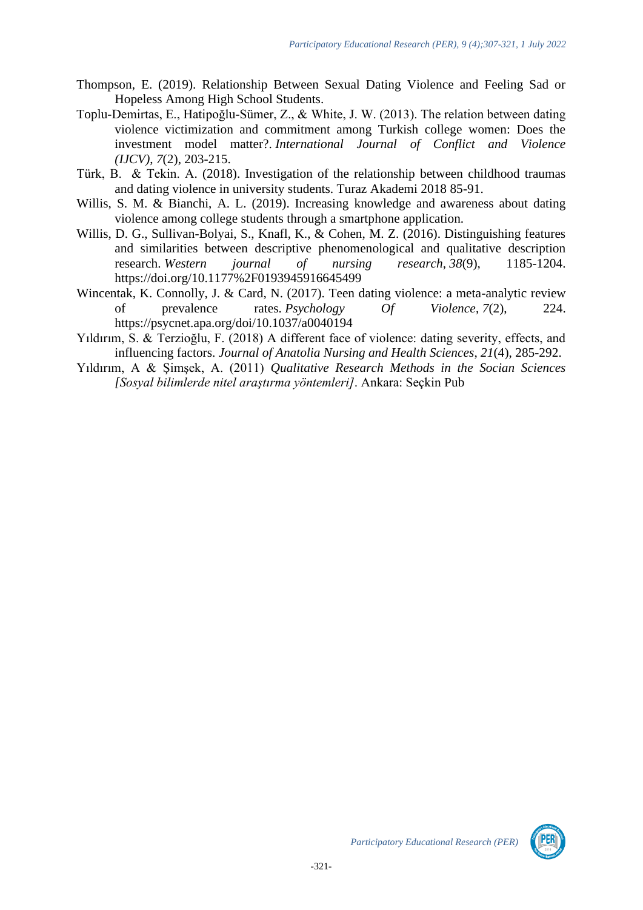Thompson, E. (2019). Relationship Between Sexual Dating Violence and Feeling Sad or Hopeless Among High School Students.

Toplu-Demirtas, E., Hatipoğlu-Sümer, Z., & White, J. W. (2013). The relation between dating violence victimization and commitment among Turkish college women: Does the investment model matter?. *International Journal of Conflict and Violence (IJCV)*, *7*(2), 203-215.

Türk, B. & Tekin. A. (2018). Investigation of the relationship between childhood traumas and dating violence in university students. Turaz Akademi 2018 85-91.

Willis, S. M. & Bianchi, A. L. (2019). Increasing knowledge and awareness about dating violence among college students through a smartphone application.

Willis, D. G., Sullivan-Bolyai, S., Knafl, K., & Cohen, M. Z. (2016). Distinguishing features and similarities between descriptive phenomenological and qualitative description research. *Western journal of nursing research*, *38*(9), 1185-1204. https://doi.org/10.1177%2F0193945916645499

Wincentak, K. Connolly, J. & Card, N. (2017). Teen dating violence: a meta-analytic review of prevalence rates. *Psychology Of Violence*, *7*(2), 224. https://psycnet.apa.org/doi/10.1037/a0040194

Yıldırım, S. & Terzioğlu, F. (2018) A different face of violence: dating severity, effects, and influencing factors. *Journal of Anatolia Nursing and Health Sciences*, *21*(4), 285-292.

Yıldırım, A & Şimşek, A. (2011) *Qualitative Research Methods in the Socian Sciences [Sosyal bilimlerde nitel araştırma yöntemleri]*. Ankara: Seçkin Pub